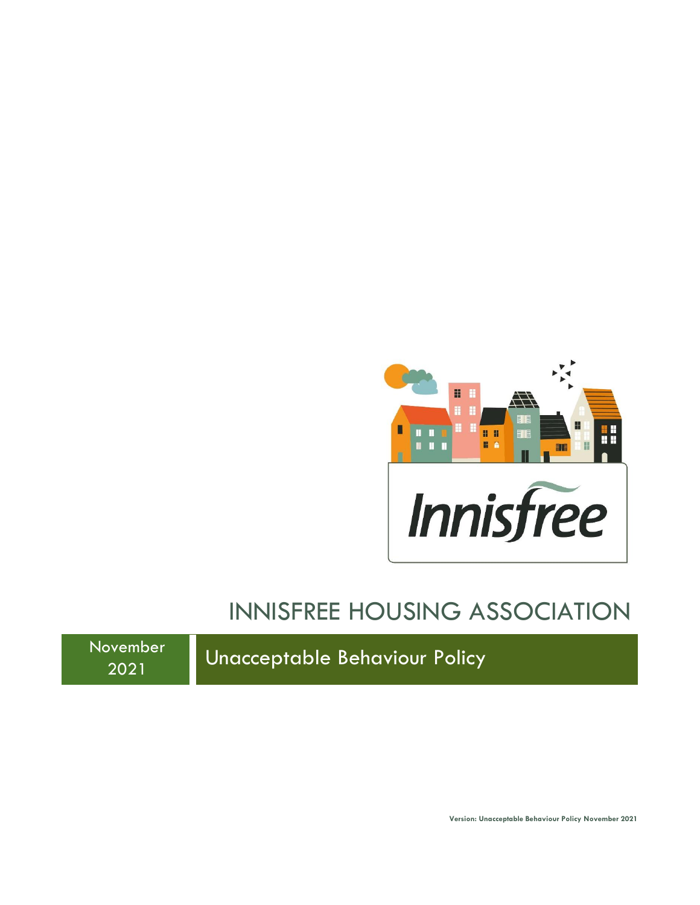Innisfree

# INNISFREE HOUSING ASSOCIATION

November 2021

## Unacceptable Behaviour Policy

**Version: Unacceptable Behaviour Policy November 2021**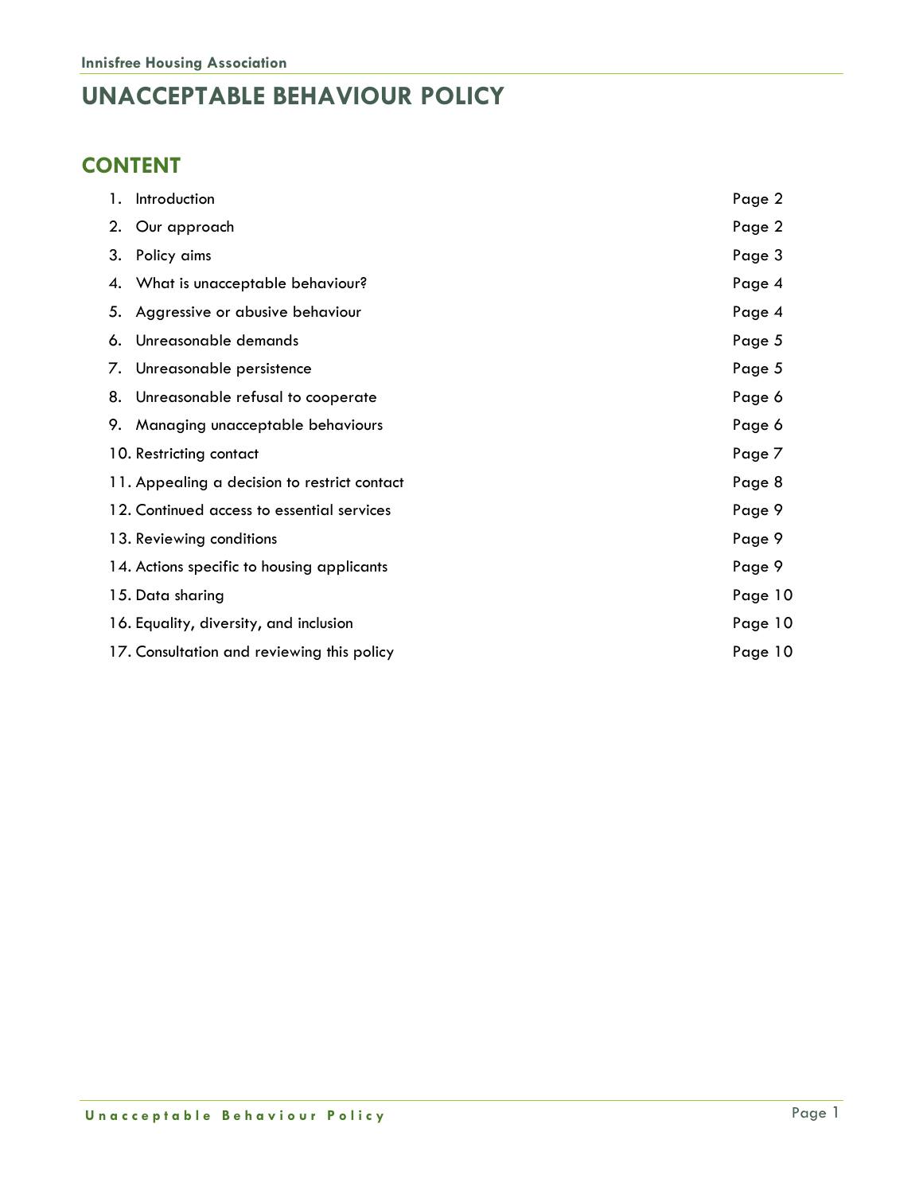Innisfree Housing Association

# UNACCEPTABLE BEHAVIOUR POLICY

## CONTENT

| | | |
|---|---|---|
| 1. | Introduction | Page 2 |
| 2. | Our approach | Page 2 |
| 3. | Policy aims | Page 3 |
| 4. | What is unacceptable behaviour? | Page 4 |
| 5. | Aggressive or abusive behaviour | Page 4 |
| 6. | Unreasonable demands | Page 5 |
| 7. | Unreasonable persistence | Page 5 |
| 8. | Unreasonable refusal to cooperate | Page 6 |
| 9. | Managing unacceptable behaviours | Page 6 |
| 10. | Restricting contact | Page 7 |
| 11. | Appealing a decision to restrict contact | Page 8 |
| 12. | Continued access to essential services | Page 9 |
| 13. | Reviewing conditions | Page 9 |
| 14. | Actions specific to housing applicants | Page 9 |
| 15. | Data sharing | Page 10 |
| 16. | Equality, diversity, and inclusion | Page 10 |
| 17. | Consultation and reviewing this policy | Page 10 |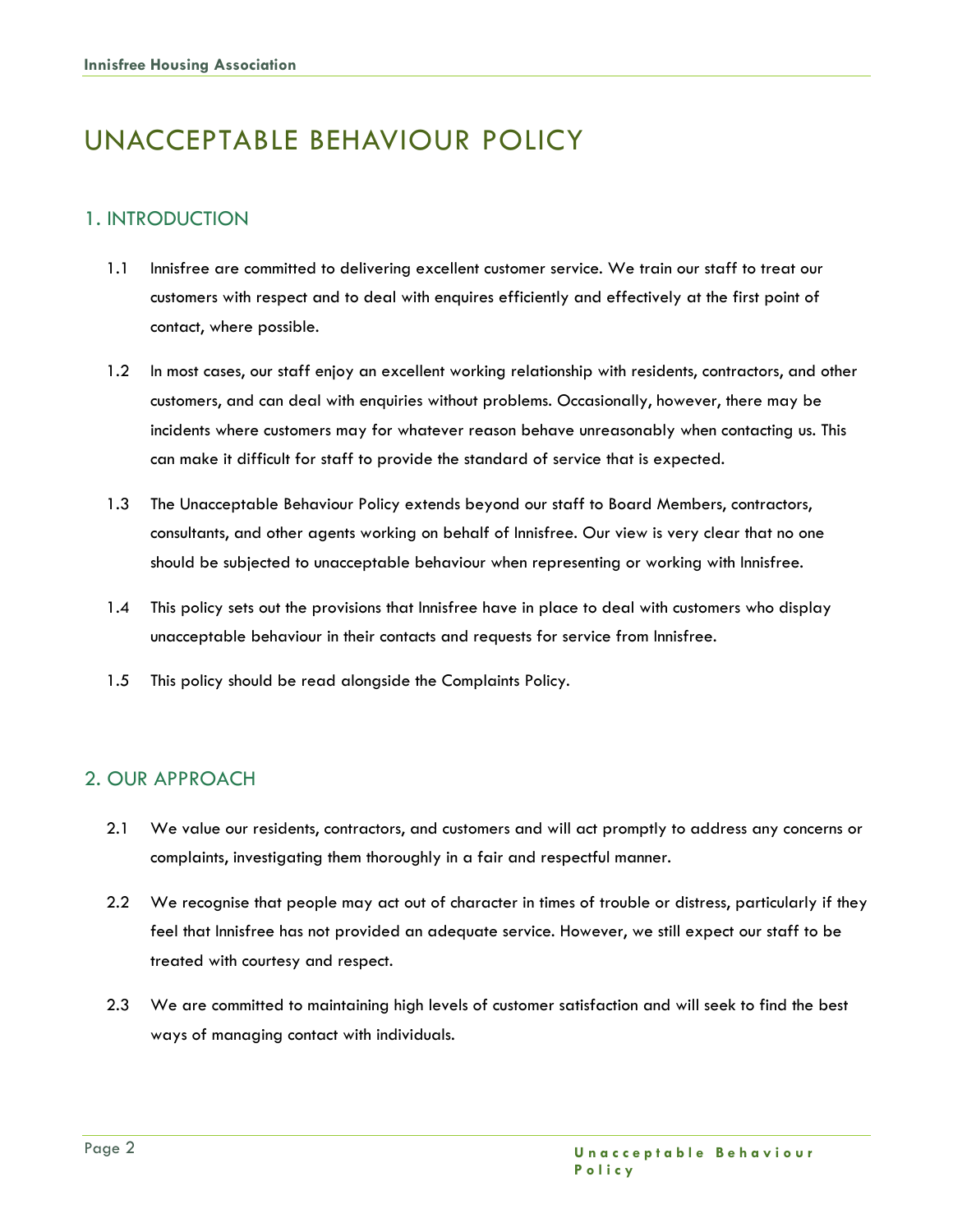# UNACCEPTABLE BEHAVIOUR POLICY

## 1. INTRODUCTION

1.1 Innisfree are committed to delivering excellent customer service. We train our staff to treat our customers with respect and to deal with enquires efficiently and effectively at the first point of contact, where possible.

1.2 In most cases, our staff enjoy an excellent working relationship with residents, contractors, and other customers, and can deal with enquiries without problems. Occasionally, however, there may be incidents where customers may for whatever reason behave unreasonably when contacting us. This can make it difficult for staff to provide the standard of service that is expected.

1.3 The Unacceptable Behaviour Policy extends beyond our staff to Board Members, contractors, consultants, and other agents working on behalf of Innisfree. Our view is very clear that no one should be subjected to unacceptable behaviour when representing or working with Innisfree.

1.4 This policy sets out the provisions that Innisfree have in place to deal with customers who display unacceptable behaviour in their contacts and requests for service from Innisfree.

1.5 This policy should be read alongside the Complaints Policy.

## 2. OUR APPROACH

2.1 We value our residents, contractors, and customers and will act promptly to address any concerns or complaints, investigating them thoroughly in a fair and respectful manner.

2.2 We recognise that people may act out of character in times of trouble or distress, particularly if they feel that Innisfree has not provided an adequate service. However, we still expect our staff to be treated with courtesy and respect.

2.3 We are committed to maintaining high levels of customer satisfaction and will seek to find the best ways of managing contact with individuals.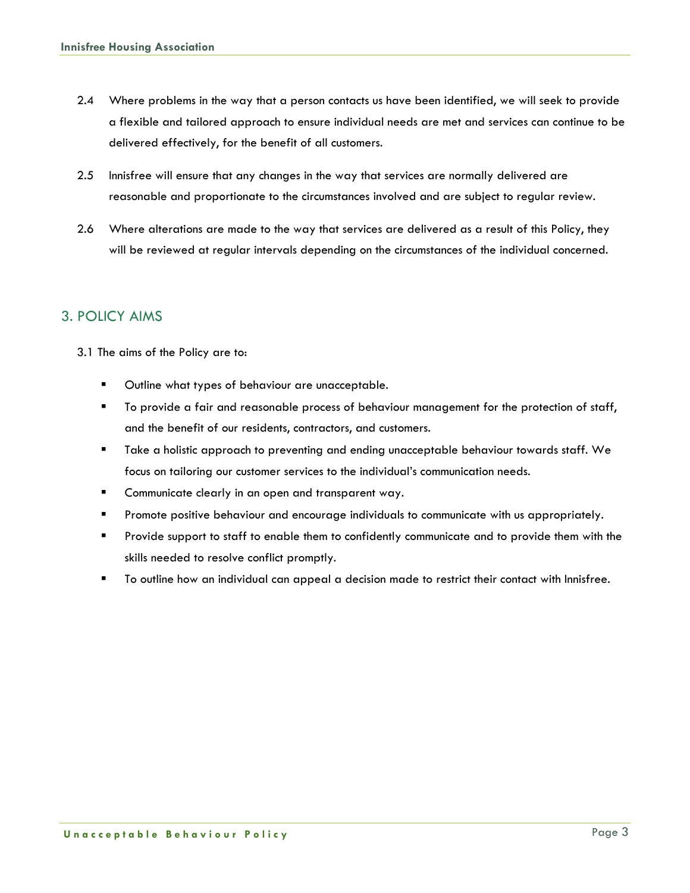2.4 Where problems in the way that a person contacts us have been identified, we will seek to provide a flexible and tailored approach to ensure individual needs are met and services can continue to be delivered effectively, for the benefit of all customers.

2.5 Innisfree will ensure that any changes in the way that services are normally delivered are reasonable and proportionate to the circumstances involved and are subject to regular review.

2.6 Where alterations are made to the way that services are delivered as a result of this Policy, they will be reviewed at regular intervals depending on the circumstances of the individual concerned.

## 3. POLICY AIMS

3.1 The aims of the Policy are to:

- Outline what types of behaviour are unacceptable.
- To provide a fair and reasonable process of behaviour management for the protection of staff, and the benefit of our residents, contractors, and customers.
- Take a holistic approach to preventing and ending unacceptable behaviour towards staff. We focus on tailoring our customer services to the individual's communication needs.
- Communicate clearly in an open and transparent way.
- Promote positive behaviour and encourage individuals to communicate with us appropriately.
- Provide support to staff to enable them to confidently communicate and to provide them with the skills needed to resolve conflict promptly.
- To outline how an individual can appeal a decision made to restrict their contact with Innisfree.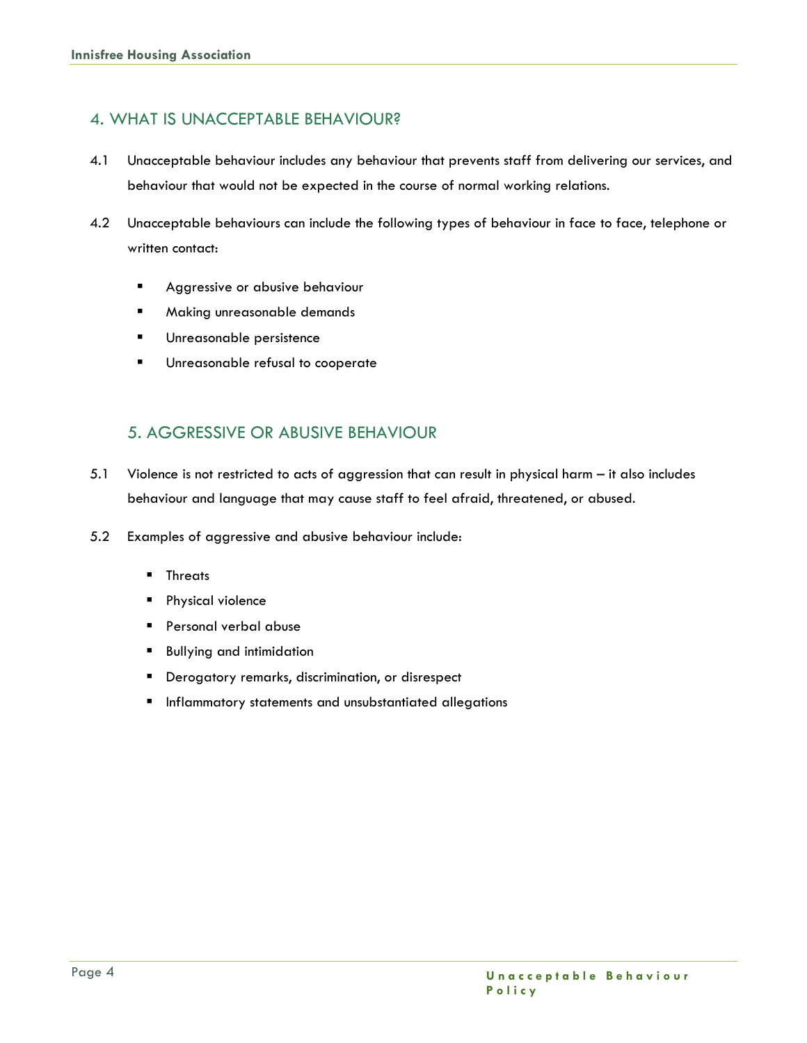## 4. WHAT IS UNACCEPTABLE BEHAVIOUR?

4.1 Unacceptable behaviour includes any behaviour that prevents staff from delivering our services, and behaviour that would not be expected in the course of normal working relations.

4.2 Unacceptable behaviours can include the following types of behaviour in face to face, telephone or written contact:

- Aggressive or abusive behaviour
- Making unreasonable demands
- Unreasonable persistence
- Unreasonable refusal to cooperate

## 5. AGGRESSIVE OR ABUSIVE BEHAVIOUR

5.1 Violence is not restricted to acts of aggression that can result in physical harm – it also includes behaviour and language that may cause staff to feel afraid, threatened, or abused.

5.2 Examples of aggressive and abusive behaviour include:

- Threats
- Physical violence
- Personal verbal abuse
- Bullying and intimidation
- Derogatory remarks, discrimination, or disrespect
- Inflammatory statements and unsubstantiated allegations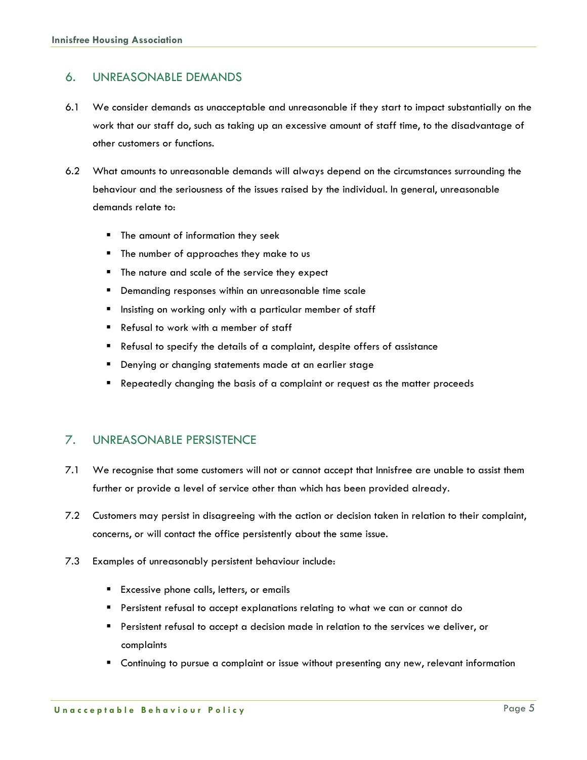## 6. UNREASONABLE DEMANDS

6.1 We consider demands as unacceptable and unreasonable if they start to impact substantially on the work that our staff do, such as taking up an excessive amount of staff time, to the disadvantage of other customers or functions.

6.2 What amounts to unreasonable demands will always depend on the circumstances surrounding the behaviour and the seriousness of the issues raised by the individual. In general, unreasonable demands relate to:

- The amount of information they seek
- The number of approaches they make to us
- The nature and scale of the service they expect
- Demanding responses within an unreasonable time scale
- Insisting on working only with a particular member of staff
- Refusal to work with a member of staff
- Refusal to specify the details of a complaint, despite offers of assistance
- Denying or changing statements made at an earlier stage
- Repeatedly changing the basis of a complaint or request as the matter proceeds

## 7. UNREASONABLE PERSISTENCE

7.1 We recognise that some customers will not or cannot accept that Innisfree are unable to assist them further or provide a level of service other than which has been provided already.

7.2 Customers may persist in disagreeing with the action or decision taken in relation to their complaint, concerns, or will contact the office persistently about the same issue.

7.3 Examples of unreasonably persistent behaviour include:

- Excessive phone calls, letters, or emails
- Persistent refusal to accept explanations relating to what we can or cannot do
- Persistent refusal to accept a decision made in relation to the services we deliver, or complaints
- Continuing to pursue a complaint or issue without presenting any new, relevant information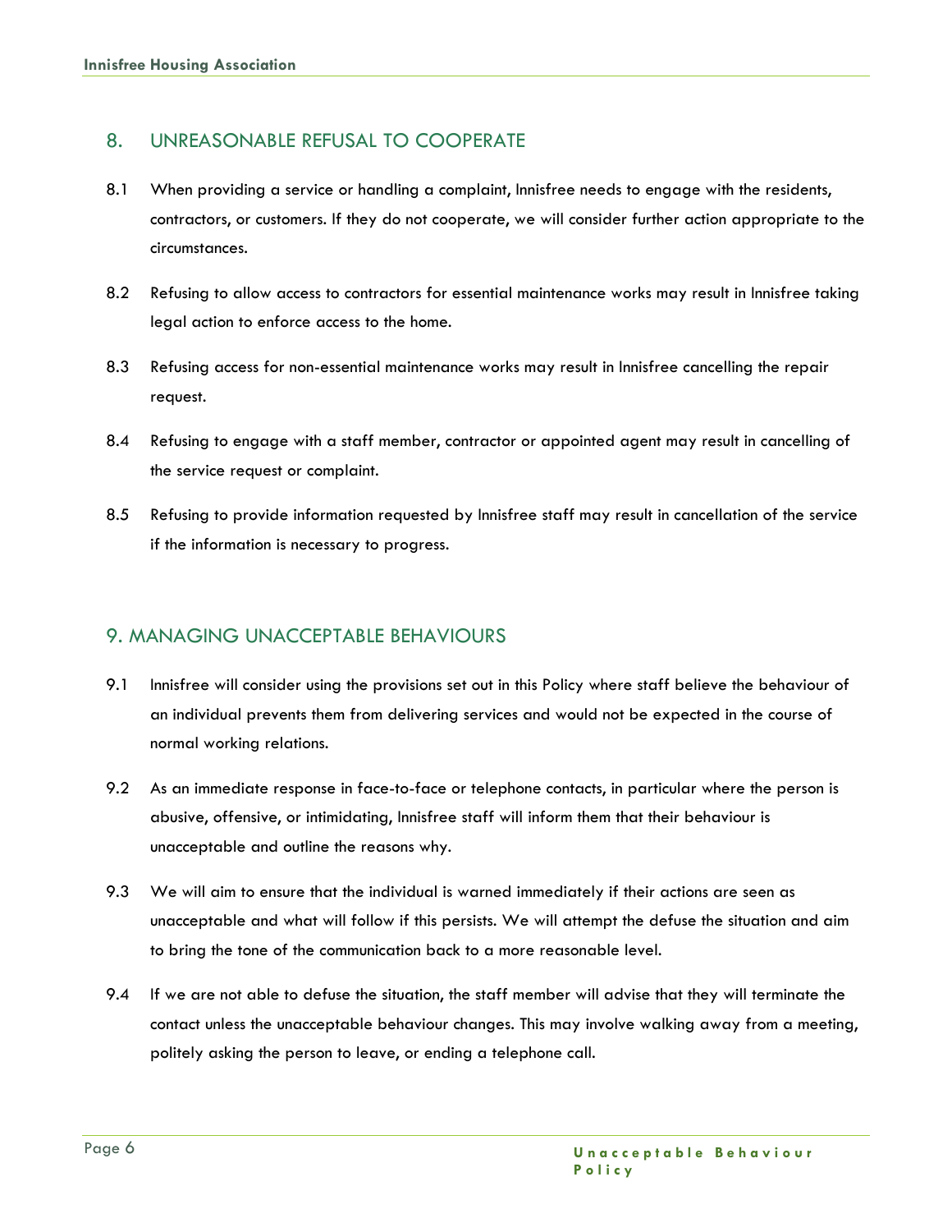## 8. UNREASONABLE REFUSAL TO COOPERATE

8.1 When providing a service or handling a complaint, Innisfree needs to engage with the residents, contractors, or customers. If they do not cooperate, we will consider further action appropriate to the circumstances.

8.2 Refusing to allow access to contractors for essential maintenance works may result in Innisfree taking legal action to enforce access to the home.

8.3 Refusing access for non-essential maintenance works may result in Innisfree cancelling the repair request.

8.4 Refusing to engage with a staff member, contractor or appointed agent may result in cancelling of the service request or complaint.

8.5 Refusing to provide information requested by Innisfree staff may result in cancellation of the service if the information is necessary to progress.

## 9. MANAGING UNACCEPTABLE BEHAVIOURS

9.1 Innisfree will consider using the provisions set out in this Policy where staff believe the behaviour of an individual prevents them from delivering services and would not be expected in the course of normal working relations.

9.2 As an immediate response in face-to-face or telephone contacts, in particular where the person is abusive, offensive, or intimidating, Innisfree staff will inform them that their behaviour is unacceptable and outline the reasons why.

9.3 We will aim to ensure that the individual is warned immediately if their actions are seen as unacceptable and what will follow if this persists. We will attempt the defuse the situation and aim to bring the tone of the communication back to a more reasonable level.

9.4 If we are not able to defuse the situation, the staff member will advise that they will terminate the contact unless the unacceptable behaviour changes. This may involve walking away from a meeting, politely asking the person to leave, or ending a telephone call.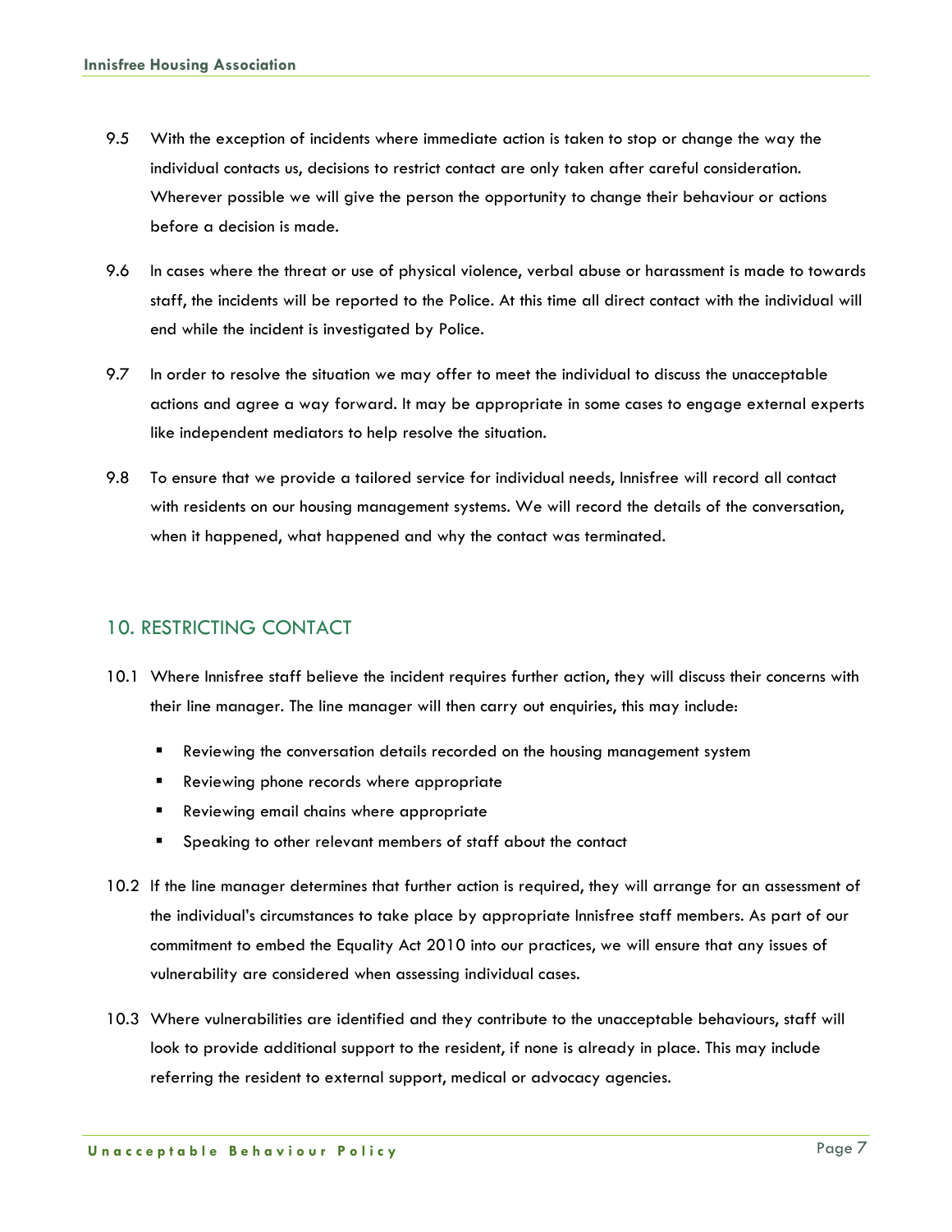9.5 With the exception of incidents where immediate action is taken to stop or change the way the individual contacts us, decisions to restrict contact are only taken after careful consideration. Wherever possible we will give the person the opportunity to change their behaviour or actions before a decision is made.

9.6 In cases where the threat or use of physical violence, verbal abuse or harassment is made to towards staff, the incidents will be reported to the Police. At this time all direct contact with the individual will end while the incident is investigated by Police.

9.7 In order to resolve the situation we may offer to meet the individual to discuss the unacceptable actions and agree a way forward. It may be appropriate in some cases to engage external experts like independent mediators to help resolve the situation.

9.8 To ensure that we provide a tailored service for individual needs, Innisfree will record all contact with residents on our housing management systems. We will record the details of the conversation, when it happened, what happened and why the contact was terminated.

## 10. RESTRICTING CONTACT

10.1 Where Innisfree staff believe the incident requires further action, they will discuss their concerns with their line manager. The line manager will then carry out enquiries, this may include:

- Reviewing the conversation details recorded on the housing management system
- Reviewing phone records where appropriate
- Reviewing email chains where appropriate
- Speaking to other relevant members of staff about the contact

10.2 If the line manager determines that further action is required, they will arrange for an assessment of the individual's circumstances to take place by appropriate Innisfree staff members. As part of our commitment to embed the Equality Act 2010 into our practices, we will ensure that any issues of vulnerability are considered when assessing individual cases.

10.3 Where vulnerabilities are identified and they contribute to the unacceptable behaviours, staff will look to provide additional support to the resident, if none is already in place. This may include referring the resident to external support, medical or advocacy agencies.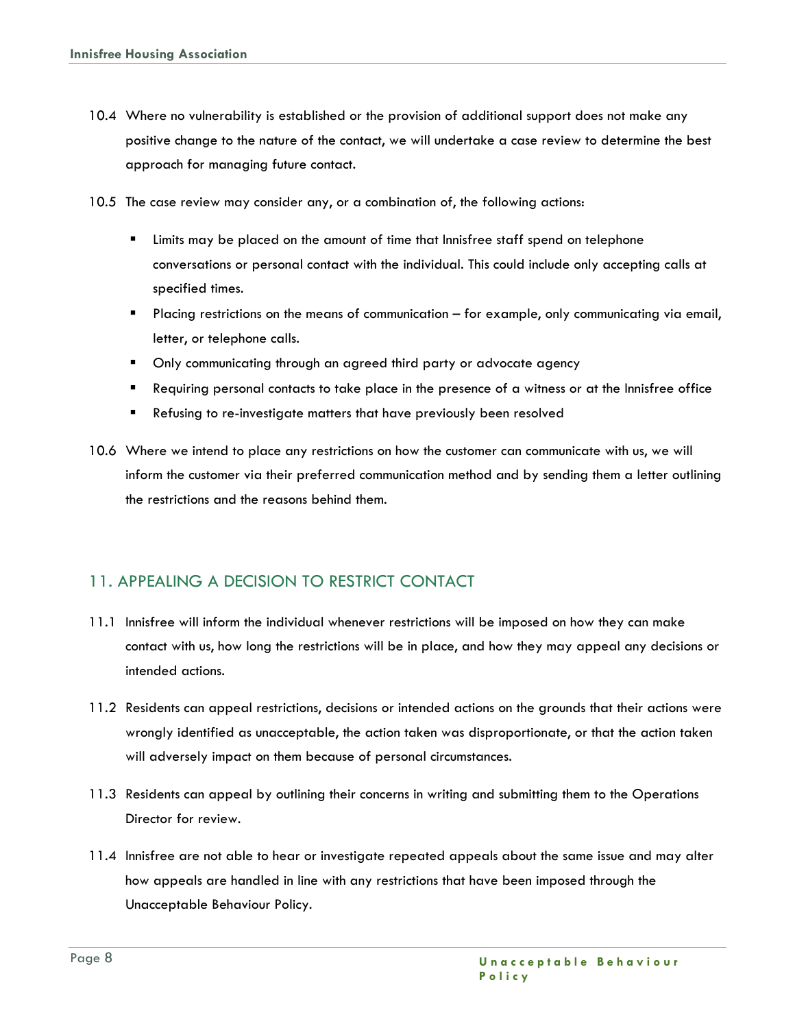10.4 Where no vulnerability is established or the provision of additional support does not make any positive change to the nature of the contact, we will undertake a case review to determine the best approach for managing future contact.

10.5 The case review may consider any, or a combination of, the following actions:

- Limits may be placed on the amount of time that Innisfree staff spend on telephone conversations or personal contact with the individual. This could include only accepting calls at specified times.
- Placing restrictions on the means of communication – for example, only communicating via email, letter, or telephone calls.
- Only communicating through an agreed third party or advocate agency
- Requiring personal contacts to take place in the presence of a witness or at the Innisfree office
- Refusing to re-investigate matters that have previously been resolved

10.6 Where we intend to place any restrictions on how the customer can communicate with us, we will inform the customer via their preferred communication method and by sending them a letter outlining the restrictions and the reasons behind them.

## 11. APPEALING A DECISION TO RESTRICT CONTACT

11.1 Innisfree will inform the individual whenever restrictions will be imposed on how they can make contact with us, how long the restrictions will be in place, and how they may appeal any decisions or intended actions.

11.2 Residents can appeal restrictions, decisions or intended actions on the grounds that their actions were wrongly identified as unacceptable, the action taken was disproportionate, or that the action taken will adversely impact on them because of personal circumstances.

11.3 Residents can appeal by outlining their concerns in writing and submitting them to the Operations Director for review.

11.4 Innisfree are not able to hear or investigate repeated appeals about the same issue and may alter how appeals are handled in line with any restrictions that have been imposed through the Unacceptable Behaviour Policy.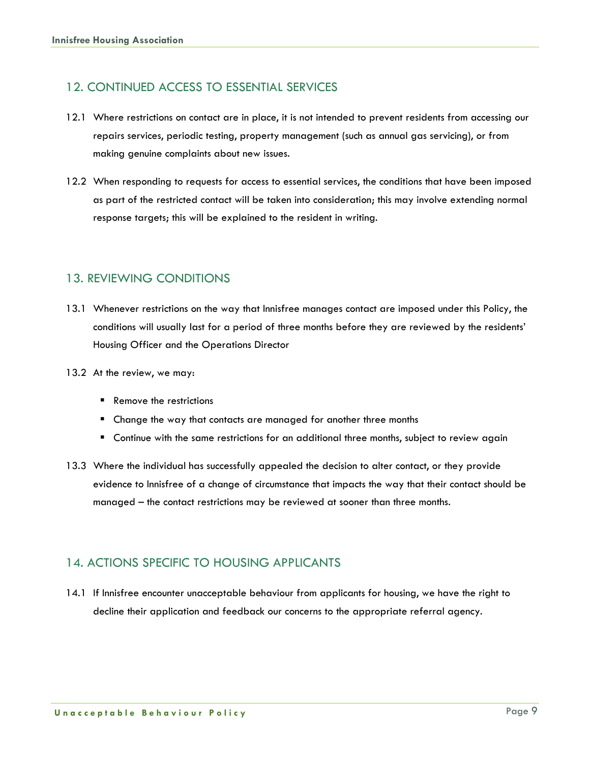## 12. CONTINUED ACCESS TO ESSENTIAL SERVICES

12.1 Where restrictions on contact are in place, it is not intended to prevent residents from accessing our repairs services, periodic testing, property management (such as annual gas servicing), or from making genuine complaints about new issues.

12.2 When responding to requests for access to essential services, the conditions that have been imposed as part of the restricted contact will be taken into consideration; this may involve extending normal response targets; this will be explained to the resident in writing.

## 13. REVIEWING CONDITIONS

13.1 Whenever restrictions on the way that Innisfree manages contact are imposed under this Policy, the conditions will usually last for a period of three months before they are reviewed by the residents' Housing Officer and the Operations Director

13.2 At the review, we may:

- Remove the restrictions
- Change the way that contacts are managed for another three months
- Continue with the same restrictions for an additional three months, subject to review again

13.3 Where the individual has successfully appealed the decision to alter contact, or they provide evidence to Innisfree of a change of circumstance that impacts the way that their contact should be managed – the contact restrictions may be reviewed at sooner than three months.

## 14. ACTIONS SPECIFIC TO HOUSING APPLICANTS

14.1 If Innisfree encounter unacceptable behaviour from applicants for housing, we have the right to decline their application and feedback our concerns to the appropriate referral agency.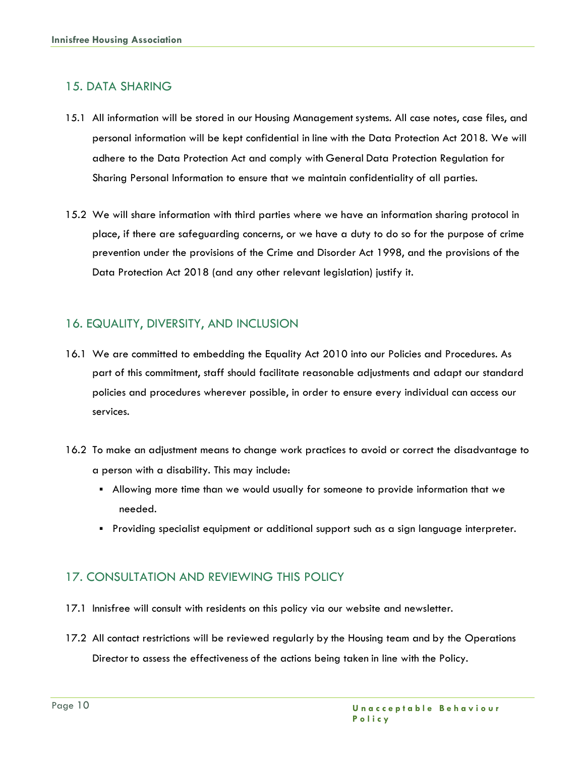## 15. DATA SHARING

15.1 All information will be stored in our Housing Management systems. All case notes, case files, and personal information will be kept confidential in line with the Data Protection Act 2018. We will adhere to the Data Protection Act and comply with General Data Protection Regulation for Sharing Personal Information to ensure that we maintain confidentiality of all parties.

15.2 We will share information with third parties where we have an information sharing protocol in place, if there are safeguarding concerns, or we have a duty to do so for the purpose of crime prevention under the provisions of the Crime and Disorder Act 1998, and the provisions of the Data Protection Act 2018 (and any other relevant legislation) justify it.

## 16. EQUALITY, DIVERSITY, AND INCLUSION

16.1 We are committed to embedding the Equality Act 2010 into our Policies and Procedures. As part of this commitment, staff should facilitate reasonable adjustments and adapt our standard policies and procedures wherever possible, in order to ensure every individual can access our services.

16.2 To make an adjustment means to change work practices to avoid or correct the disadvantage to a person with a disability. This may include:

- Allowing more time than we would usually for someone to provide information that we needed.
- Providing specialist equipment or additional support such as a sign language interpreter.

## 17. CONSULTATION AND REVIEWING THIS POLICY

17.1 Innisfree will consult with residents on this policy via our website and newsletter.

17.2 All contact restrictions will be reviewed regularly by the Housing team and by the Operations Director to assess the effectiveness of the actions being taken in line with the Policy.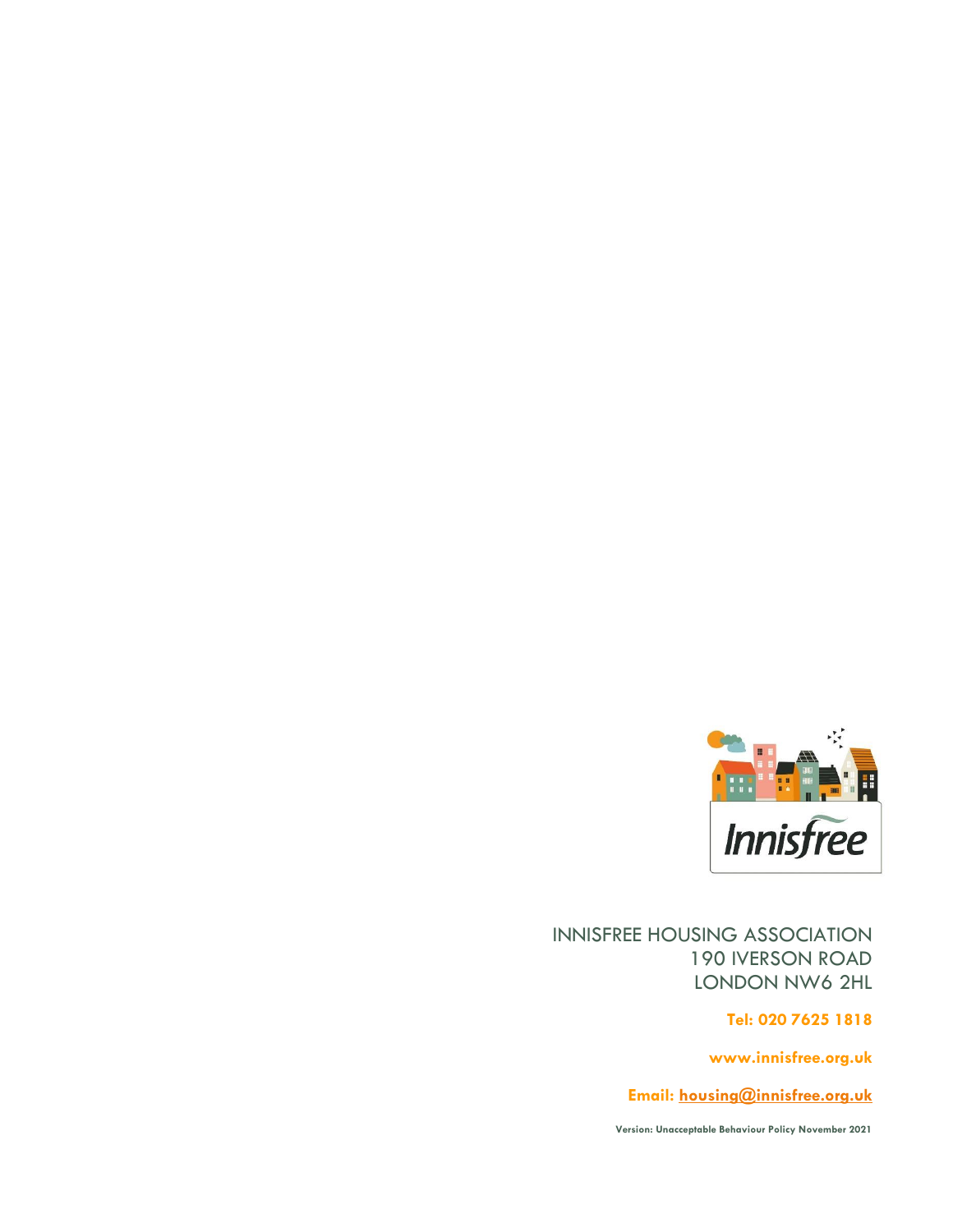INNISFREE HOUSING ASSOCIATION
190 IVERSON ROAD
LONDON NW6 2HL

**Tel: 020 7625 1818**

**www.innisfree.org.uk**

**Email: housing@innisfree.org.uk**

**Version: Unacceptable Behaviour Policy November 2021**